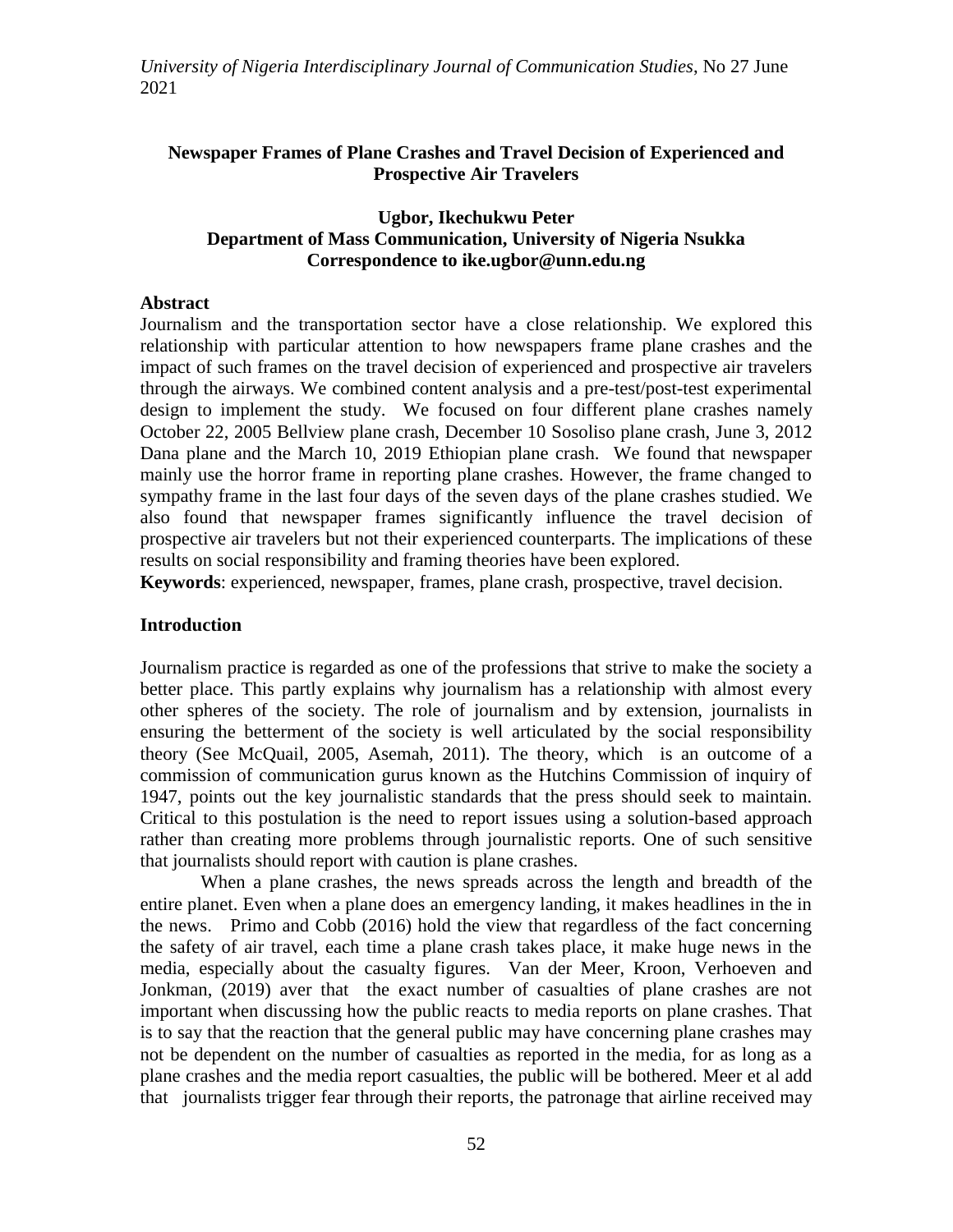# Newspaper Frames of Plane Crashes and Travel Decision of Experienced and Prospective Air Travelers

**Ugbor, Ikechukwu Peter**
**Department of Mass Communication, University of Nigeria Nsukka**
**Correspondence to ike.ugbor@unn.edu.ng**

## Abstract

Journalism and the transportation sector have a close relationship. We explored this relationship with particular attention to how newspapers frame plane crashes and the impact of such frames on the travel decision of experienced and prospective air travelers through the airways. We combined content analysis and a pre-test/post-test experimental design to implement the study. We focused on four different plane crashes namely October 22, 2005 Bellview plane crash, December 10 Sosoliso plane crash, June 3, 2012 Dana plane and the March 10, 2019 Ethiopian plane crash. We found that newspaper mainly use the horror frame in reporting plane crashes. However, the frame changed to sympathy frame in the last four days of the seven days of the plane crashes studied. We also found that newspaper frames significantly influence the travel decision of prospective air travelers but not their experienced counterparts. The implications of these results on social responsibility and framing theories have been explored.

**Keywords**: experienced, newspaper, frames, plane crash, prospective, travel decision.

## Introduction

Journalism practice is regarded as one of the professions that strive to make the society a better place. This partly explains why journalism has a relationship with almost every other spheres of the society. The role of journalism and by extension, journalists in ensuring the betterment of the society is well articulated by the social responsibility theory (See McQuail, 2005, Asemah, 2011). The theory, which is an outcome of a commission of communication gurus known as the Hutchins Commission of inquiry of 1947, points out the key journalistic standards that the press should seek to maintain. Critical to this postulation is the need to report issues using a solution-based approach rather than creating more problems through journalistic reports. One of such sensitive that journalists should report with caution is plane crashes.

When a plane crashes, the news spreads across the length and breadth of the entire planet. Even when a plane does an emergency landing, it makes headlines in the in the news. Primo and Cobb (2016) hold the view that regardless of the fact concerning the safety of air travel, each time a plane crash takes place, it make huge news in the media, especially about the casualty figures. Van der Meer, Kroon, Verhoeven and Jonkman, (2019) aver that the exact number of casualties of plane crashes are not important when discussing how the public reacts to media reports on plane crashes. That is to say that the reaction that the general public may have concerning plane crashes may not be dependent on the number of casualties as reported in the media, for as long as a plane crashes and the media report casualties, the public will be bothered. Meer et al add that journalists trigger fear through their reports, the patronage that airline received may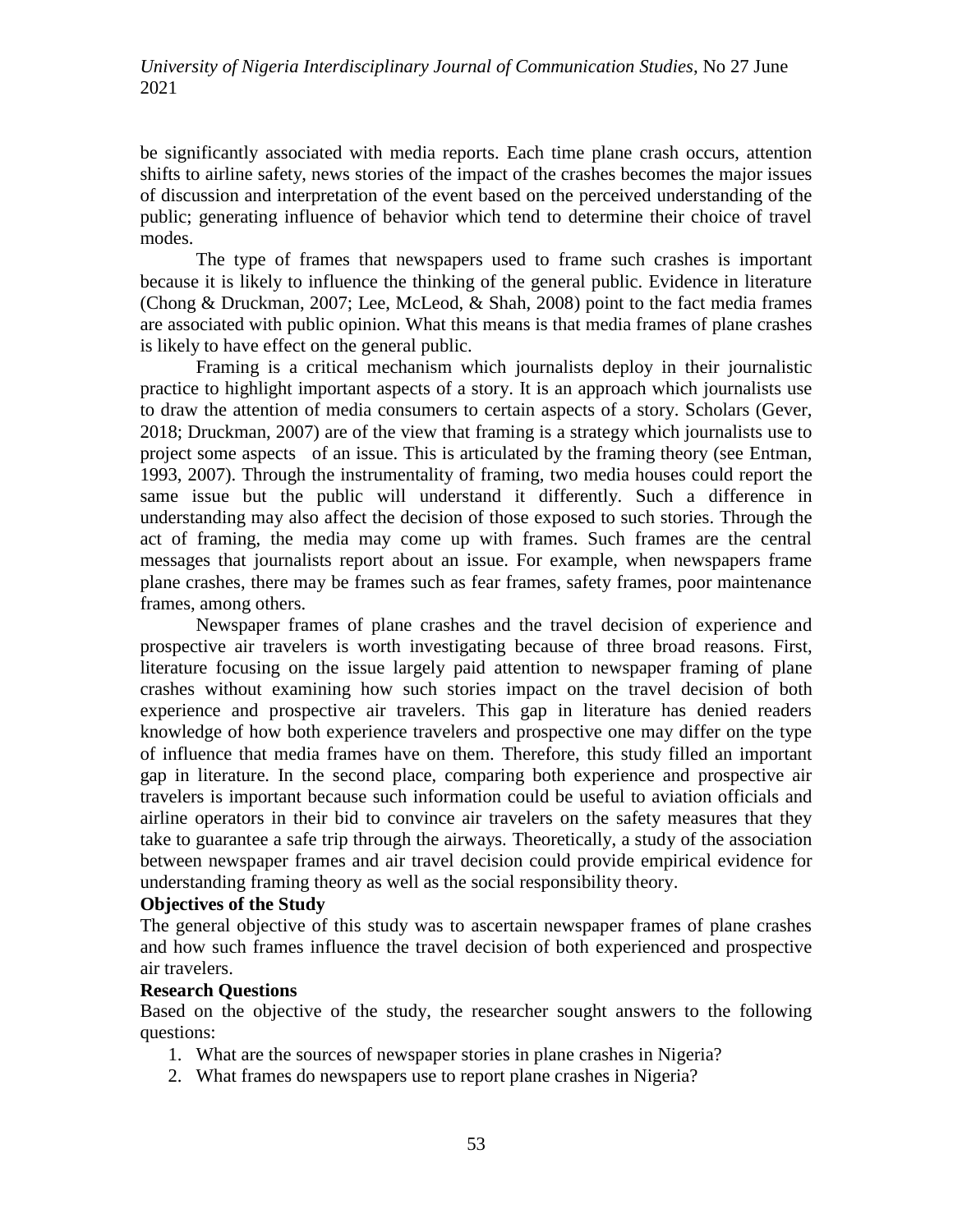be significantly associated with media reports. Each time plane crash occurs, attention shifts to airline safety, news stories of the impact of the crashes becomes the major issues of discussion and interpretation of the event based on the perceived understanding of the public; generating influence of behavior which tend to determine their choice of travel modes.

The type of frames that newspapers used to frame such crashes is important because it is likely to influence the thinking of the general public. Evidence in literature (Chong & Druckman, 2007; Lee, McLeod, & Shah, 2008) point to the fact media frames are associated with public opinion. What this means is that media frames of plane crashes is likely to have effect on the general public.

Framing is a critical mechanism which journalists deploy in their journalistic practice to highlight important aspects of a story. It is an approach which journalists use to draw the attention of media consumers to certain aspects of a story. Scholars (Gever, 2018; Druckman, 2007) are of the view that framing is a strategy which journalists use to project some aspects of an issue. This is articulated by the framing theory (see Entman, 1993, 2007). Through the instrumentality of framing, two media houses could report the same issue but the public will understand it differently. Such a difference in understanding may also affect the decision of those exposed to such stories. Through the act of framing, the media may come up with frames. Such frames are the central messages that journalists report about an issue. For example, when newspapers frame plane crashes, there may be frames such as fear frames, safety frames, poor maintenance frames, among others.

Newspaper frames of plane crashes and the travel decision of experience and prospective air travelers is worth investigating because of three broad reasons. First, literature focusing on the issue largely paid attention to newspaper framing of plane crashes without examining how such stories impact on the travel decision of both experience and prospective air travelers. This gap in literature has denied readers knowledge of how both experience travelers and prospective one may differ on the type of influence that media frames have on them. Therefore, this study filled an important gap in literature. In the second place, comparing both experience and prospective air travelers is important because such information could be useful to aviation officials and airline operators in their bid to convince air travelers on the safety measures that they take to guarantee a safe trip through the airways. Theoretically, a study of the association between newspaper frames and air travel decision could provide empirical evidence for understanding framing theory as well as the social responsibility theory.

**Objectives of the Study**

The general objective of this study was to ascertain newspaper frames of plane crashes and how such frames influence the travel decision of both experienced and prospective air travelers.

**Research Questions**

Based on the objective of the study, the researcher sought answers to the following questions:

1. What are the sources of newspaper stories in plane crashes in Nigeria?
2. What frames do newspapers use to report plane crashes in Nigeria?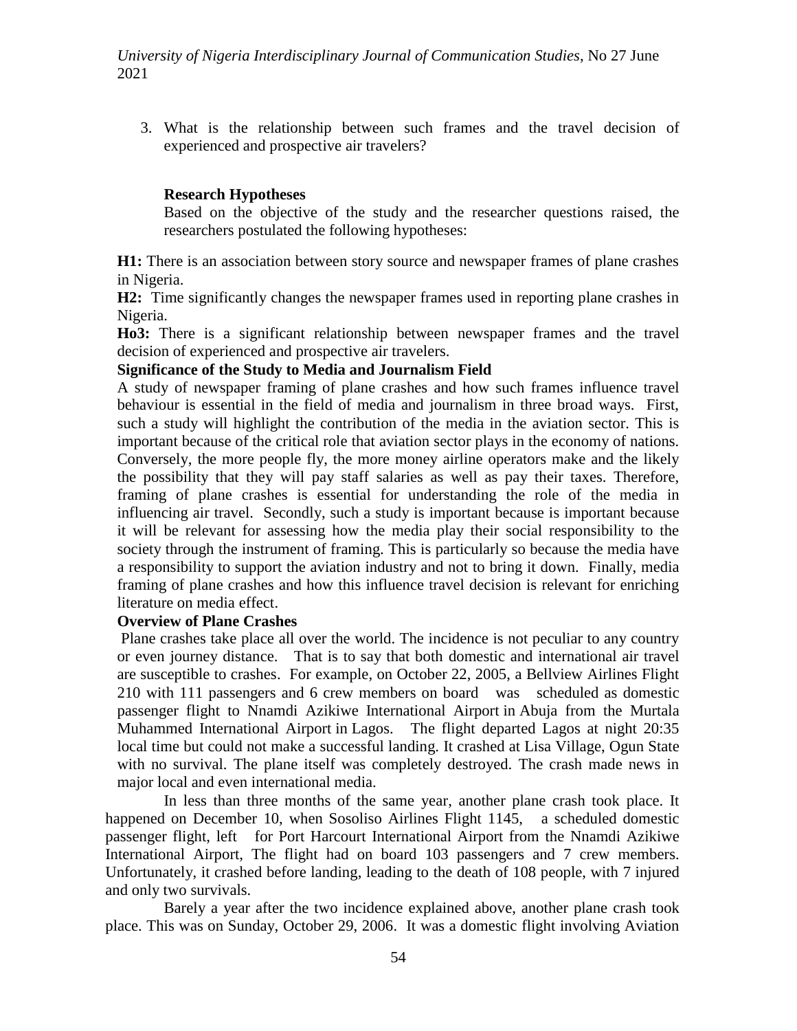3. What is the relationship between such frames and the travel decision of experienced and prospective air travelers?

**Research Hypotheses**

Based on the objective of the study and the researcher questions raised, the researchers postulated the following hypotheses:

**H1:** There is an association between story source and newspaper frames of plane crashes in Nigeria.

**H2:** Time significantly changes the newspaper frames used in reporting plane crashes in Nigeria.

**Ho3:** There is a significant relationship between newspaper frames and the travel decision of experienced and prospective air travelers.

**Significance of the Study to Media and Journalism Field**

A study of newspaper framing of plane crashes and how such frames influence travel behaviour is essential in the field of media and journalism in three broad ways. First, such a study will highlight the contribution of the media in the aviation sector. This is important because of the critical role that aviation sector plays in the economy of nations. Conversely, the more people fly, the more money airline operators make and the likely the possibility that they will pay staff salaries as well as pay their taxes. Therefore, framing of plane crashes is essential for understanding the role of the media in influencing air travel. Secondly, such a study is important because is important because it will be relevant for assessing how the media play their social responsibility to the society through the instrument of framing. This is particularly so because the media have a responsibility to support the aviation industry and not to bring it down. Finally, media framing of plane crashes and how this influence travel decision is relevant for enriching literature on media effect.

**Overview of Plane Crashes**

Plane crashes take place all over the world. The incidence is not peculiar to any country or even journey distance. That is to say that both domestic and international air travel are susceptible to crashes. For example, on October 22, 2005, a Bellview Airlines Flight 210 with 111 passengers and 6 crew members on board was scheduled as domestic passenger flight to Nnamdi Azikiwe International Airport in Abuja from the Murtala Muhammed International Airport in Lagos. The flight departed Lagos at night 20:35 local time but could not make a successful landing. It crashed at Lisa Village, Ogun State with no survival. The plane itself was completely destroyed. The crash made news in major local and even international media.

In less than three months of the same year, another plane crash took place. It happened on December 10, when Sosoliso Airlines Flight 1145, a scheduled domestic passenger flight, left for Port Harcourt International Airport from the Nnamdi Azikiwe International Airport, The flight had on board 103 passengers and 7 crew members. Unfortunately, it crashed before landing, leading to the death of 108 people, with 7 injured and only two survivals.

Barely a year after the two incidence explained above, another plane crash took place. This was on Sunday, October 29, 2006. It was a domestic flight involving Aviation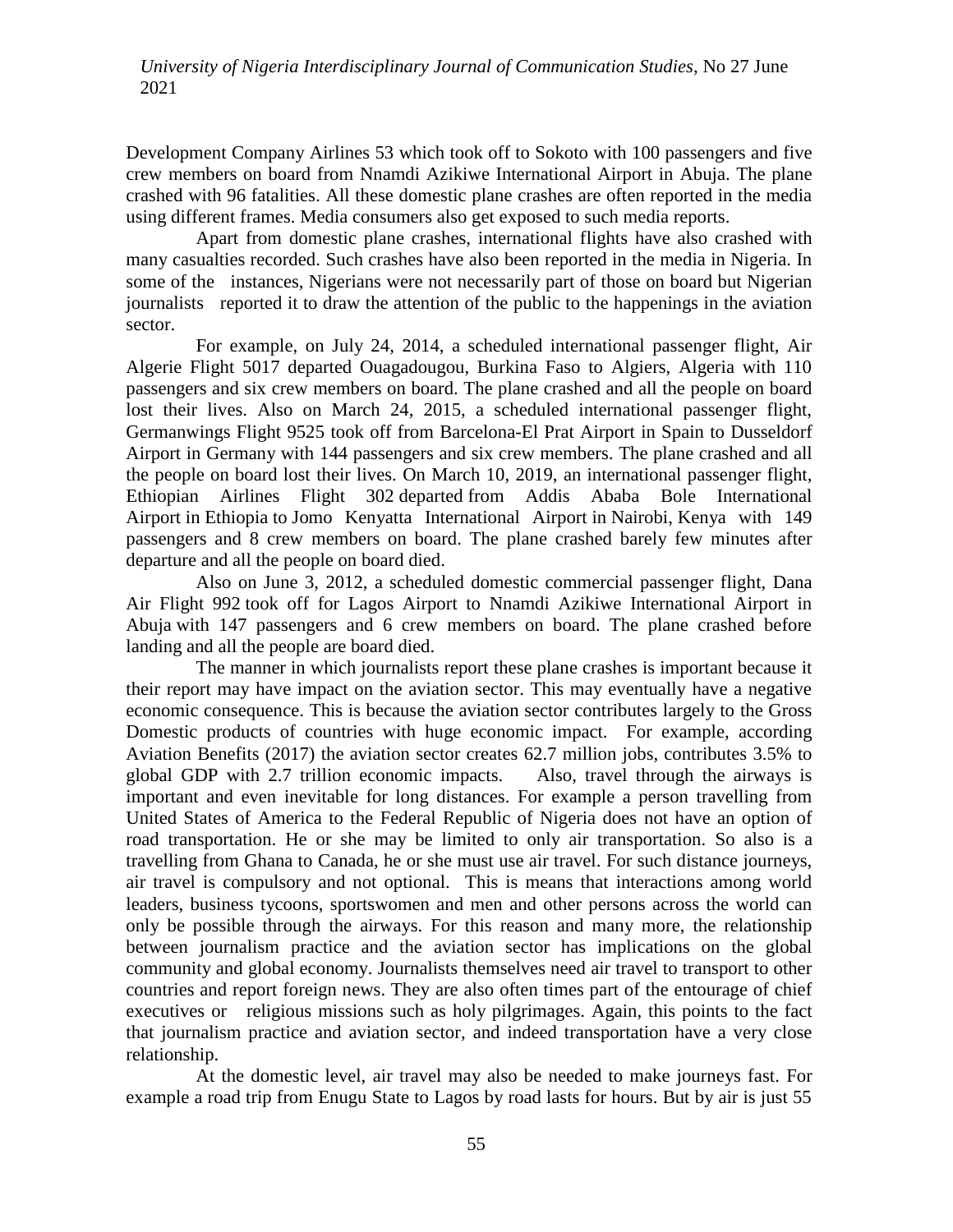Development Company Airlines 53 which took off to Sokoto with 100 passengers and five crew members on board from Nnamdi Azikiwe International Airport in Abuja. The plane crashed with 96 fatalities. All these domestic plane crashes are often reported in the media using different frames. Media consumers also get exposed to such media reports.

Apart from domestic plane crashes, international flights have also crashed with many casualties recorded. Such crashes have also been reported in the media in Nigeria. In some of the instances, Nigerians were not necessarily part of those on board but Nigerian journalists reported it to draw the attention of the public to the happenings in the aviation sector.

For example, on July 24, 2014, a scheduled international passenger flight, Air Algerie Flight 5017 departed Ouagadougou, Burkina Faso to Algiers, Algeria with 110 passengers and six crew members on board. The plane crashed and all the people on board lost their lives. Also on March 24, 2015, a scheduled international passenger flight, Germanwings Flight 9525 took off from Barcelona-El Prat Airport in Spain to Dusseldorf Airport in Germany with 144 passengers and six crew members. The plane crashed and all the people on board lost their lives. On March 10, 2019, an international passenger flight, Ethiopian Airlines Flight 302 departed from Addis Ababa Bole International Airport in Ethiopia to Jomo Kenyatta International Airport in Nairobi, Kenya with 149 passengers and 8 crew members on board. The plane crashed barely few minutes after departure and all the people on board died.

Also on June 3, 2012, a scheduled domestic commercial passenger flight, Dana Air Flight 992 took off for Lagos Airport to Nnamdi Azikiwe International Airport in Abuja with 147 passengers and 6 crew members on board. The plane crashed before landing and all the people are board died.

The manner in which journalists report these plane crashes is important because it their report may have impact on the aviation sector. This may eventually have a negative economic consequence. This is because the aviation sector contributes largely to the Gross Domestic products of countries with huge economic impact. For example, according Aviation Benefits (2017) the aviation sector creates 62.7 million jobs, contributes 3.5% to global GDP with 2.7 trillion economic impacts. Also, travel through the airways is important and even inevitable for long distances. For example a person travelling from United States of America to the Federal Republic of Nigeria does not have an option of road transportation. He or she may be limited to only air transportation. So also is a travelling from Ghana to Canada, he or she must use air travel. For such distance journeys, air travel is compulsory and not optional. This is means that interactions among world leaders, business tycoons, sportswomen and men and other persons across the world can only be possible through the airways. For this reason and many more, the relationship between journalism practice and the aviation sector has implications on the global community and global economy. Journalists themselves need air travel to transport to other countries and report foreign news. They are also often times part of the entourage of chief executives or religious missions such as holy pilgrimages. Again, this points to the fact that journalism practice and aviation sector, and indeed transportation have a very close relationship.

At the domestic level, air travel may also be needed to make journeys fast. For example a road trip from Enugu State to Lagos by road lasts for hours. But by air is just 55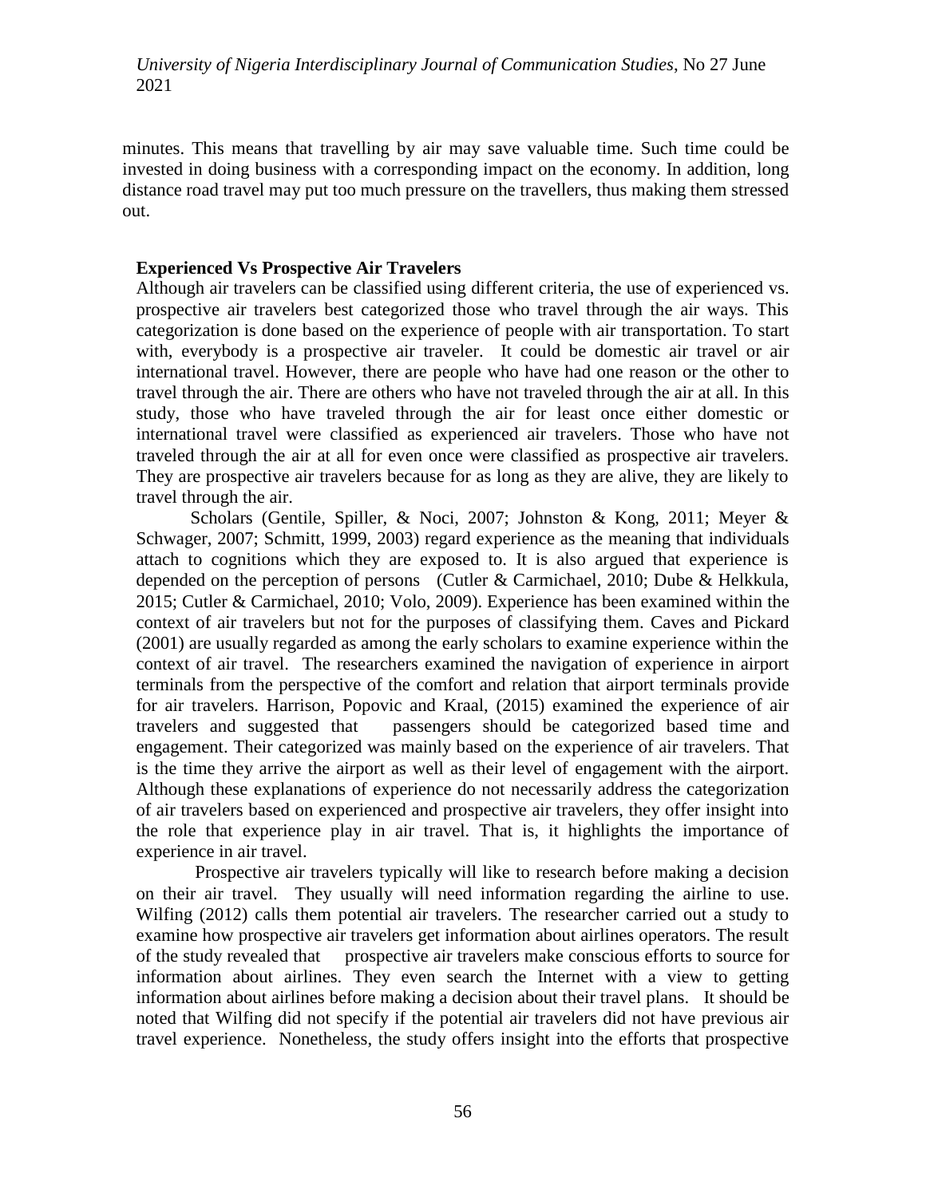minutes. This means that travelling by air may save valuable time. Such time could be invested in doing business with a corresponding impact on the economy. In addition, long distance road travel may put too much pressure on the travellers, thus making them stressed out.

**Experienced Vs Prospective Air Travelers**

Although air travelers can be classified using different criteria, the use of experienced vs. prospective air travelers best categorized those who travel through the air ways. This categorization is done based on the experience of people with air transportation. To start with, everybody is a prospective air traveler. It could be domestic air travel or air international travel. However, there are people who have had one reason or the other to travel through the air. There are others who have not traveled through the air at all. In this study, those who have traveled through the air for least once either domestic or international travel were classified as experienced air travelers. Those who have not traveled through the air at all for even once were classified as prospective air travelers. They are prospective air travelers because for as long as they are alive, they are likely to travel through the air.

Scholars (Gentile, Spiller, & Noci, 2007; Johnston & Kong, 2011; Meyer & Schwager, 2007; Schmitt, 1999, 2003) regard experience as the meaning that individuals attach to cognitions which they are exposed to. It is also argued that experience is depended on the perception of persons (Cutler & Carmichael, 2010; Dube & Helkkula, 2015; Cutler & Carmichael, 2010; Volo, 2009). Experience has been examined within the context of air travelers but not for the purposes of classifying them. Caves and Pickard (2001) are usually regarded as among the early scholars to examine experience within the context of air travel. The researchers examined the navigation of experience in airport terminals from the perspective of the comfort and relation that airport terminals provide for air travelers. Harrison, Popovic and Kraal, (2015) examined the experience of air travelers and suggested that passengers should be categorized based time and engagement. Their categorized was mainly based on the experience of air travelers. That is the time they arrive the airport as well as their level of engagement with the airport. Although these explanations of experience do not necessarily address the categorization of air travelers based on experienced and prospective air travelers, they offer insight into the role that experience play in air travel. That is, it highlights the importance of experience in air travel.

Prospective air travelers typically will like to research before making a decision on their air travel. They usually will need information regarding the airline to use. Wilfing (2012) calls them potential air travelers. The researcher carried out a study to examine how prospective air travelers get information about airlines operators. The result of the study revealed that prospective air travelers make conscious efforts to source for information about airlines. They even search the Internet with a view to getting information about airlines before making a decision about their travel plans. It should be noted that Wilfing did not specify if the potential air travelers did not have previous air travel experience. Nonetheless, the study offers insight into the efforts that prospective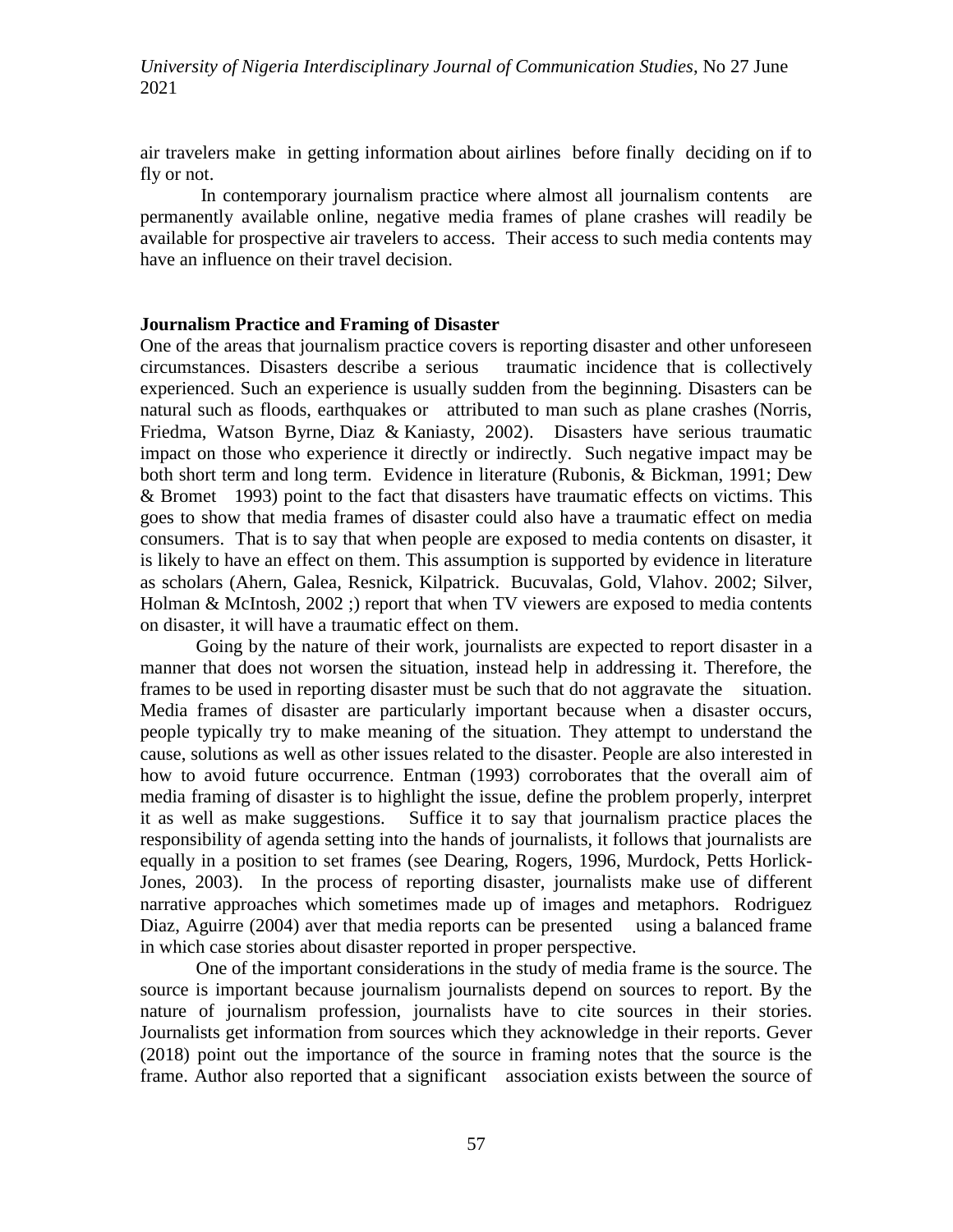air travelers make in getting information about airlines before finally deciding on if to fly or not.

In contemporary journalism practice where almost all journalism contents are permanently available online, negative media frames of plane crashes will readily be available for prospective air travelers to access. Their access to such media contents may have an influence on their travel decision.

**Journalism Practice and Framing of Disaster**

One of the areas that journalism practice covers is reporting disaster and other unforeseen circumstances. Disasters describe a serious traumatic incidence that is collectively experienced. Such an experience is usually sudden from the beginning. Disasters can be natural such as floods, earthquakes or attributed to man such as plane crashes (Norris, Friedma, Watson Byrne, Diaz & Kaniasty, 2002). Disasters have serious traumatic impact on those who experience it directly or indirectly. Such negative impact may be both short term and long term. Evidence in literature (Rubonis, & Bickman, 1991; Dew & Bromet 1993) point to the fact that disasters have traumatic effects on victims. This goes to show that media frames of disaster could also have a traumatic effect on media consumers. That is to say that when people are exposed to media contents on disaster, it is likely to have an effect on them. This assumption is supported by evidence in literature as scholars (Ahern, Galea, Resnick, Kilpatrick. Bucuvalas, Gold, Vlahov. 2002; Silver, Holman & McIntosh, 2002 ;) report that when TV viewers are exposed to media contents on disaster, it will have a traumatic effect on them.

Going by the nature of their work, journalists are expected to report disaster in a manner that does not worsen the situation, instead help in addressing it. Therefore, the frames to be used in reporting disaster must be such that do not aggravate the situation. Media frames of disaster are particularly important because when a disaster occurs, people typically try to make meaning of the situation. They attempt to understand the cause, solutions as well as other issues related to the disaster. People are also interested in how to avoid future occurrence. Entman (1993) corroborates that the overall aim of media framing of disaster is to highlight the issue, define the problem properly, interpret it as well as make suggestions. Suffice it to say that journalism practice places the responsibility of agenda setting into the hands of journalists, it follows that journalists are equally in a position to set frames (see Dearing, Rogers, 1996, Murdock, Petts Horlick-Jones, 2003). In the process of reporting disaster, journalists make use of different narrative approaches which sometimes made up of images and metaphors. Rodriguez Diaz, Aguirre (2004) aver that media reports can be presented using a balanced frame in which case stories about disaster reported in proper perspective.

One of the important considerations in the study of media frame is the source. The source is important because journalism journalists depend on sources to report. By the nature of journalism profession, journalists have to cite sources in their stories. Journalists get information from sources which they acknowledge in their reports. Gever (2018) point out the importance of the source in framing notes that the source is the frame. Author also reported that a significant association exists between the source of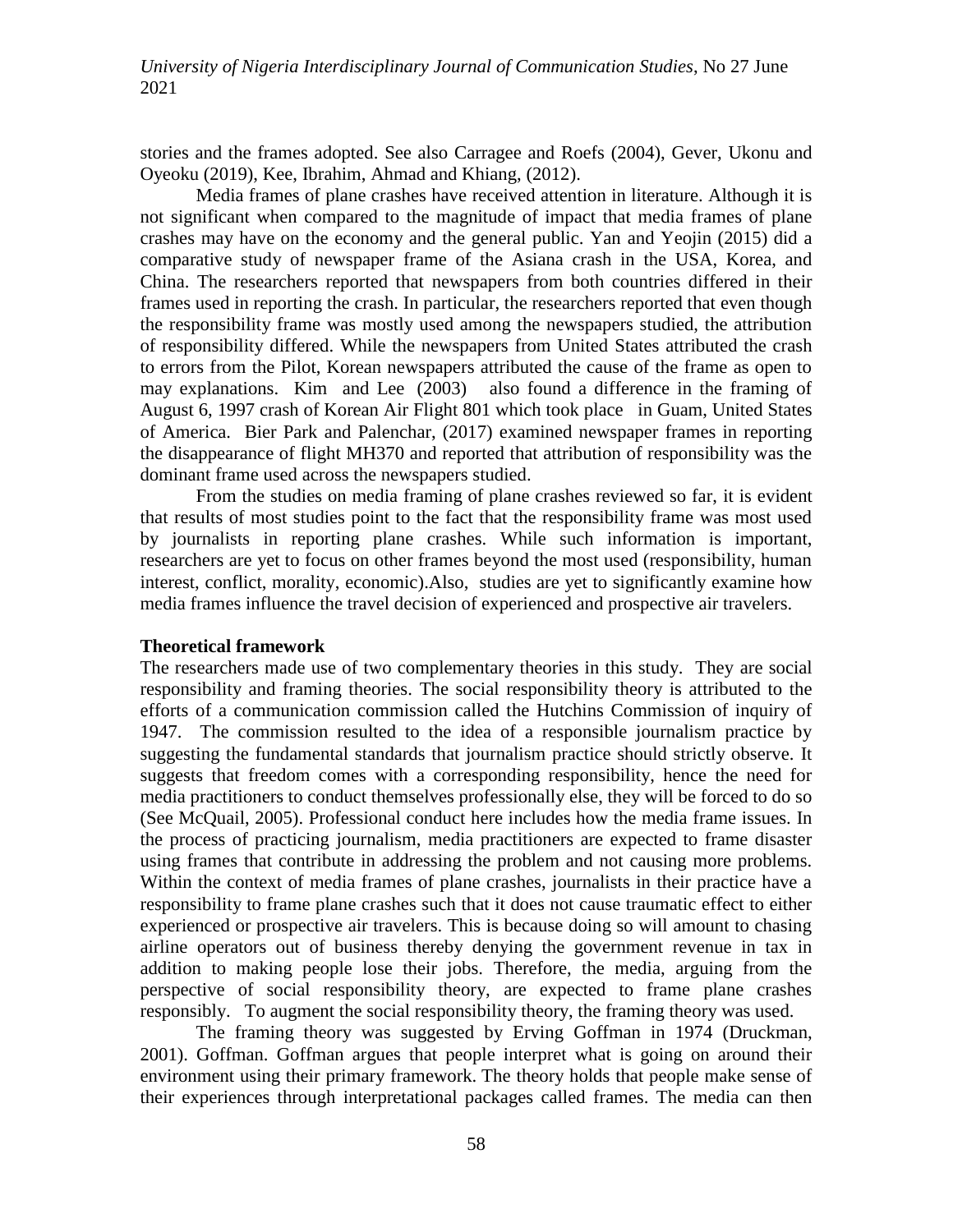stories and the frames adopted. See also Carragee and Roefs (2004), Gever, Ukonu and Oyeoku (2019), Kee, Ibrahim, Ahmad and Khiang, (2012).

Media frames of plane crashes have received attention in literature. Although it is not significant when compared to the magnitude of impact that media frames of plane crashes may have on the economy and the general public. Yan and Yeojin (2015) did a comparative study of newspaper frame of the Asiana crash in the USA, Korea, and China. The researchers reported that newspapers from both countries differed in their frames used in reporting the crash. In particular, the researchers reported that even though the responsibility frame was mostly used among the newspapers studied, the attribution of responsibility differed. While the newspapers from United States attributed the crash to errors from the Pilot, Korean newspapers attributed the cause of the frame as open to may explanations. Kim and Lee (2003) also found a difference in the framing of August 6, 1997 crash of Korean Air Flight 801 which took place in Guam, United States of America. Bier Park and Palenchar, (2017) examined newspaper frames in reporting the disappearance of flight MH370 and reported that attribution of responsibility was the dominant frame used across the newspapers studied.

From the studies on media framing of plane crashes reviewed so far, it is evident that results of most studies point to the fact that the responsibility frame was most used by journalists in reporting plane crashes. While such information is important, researchers are yet to focus on other frames beyond the most used (responsibility, human interest, conflict, morality, economic).Also, studies are yet to significantly examine how media frames influence the travel decision of experienced and prospective air travelers.

**Theoretical framework**

The researchers made use of two complementary theories in this study. They are social responsibility and framing theories. The social responsibility theory is attributed to the efforts of a communication commission called the Hutchins Commission of inquiry of 1947. The commission resulted to the idea of a responsible journalism practice by suggesting the fundamental standards that journalism practice should strictly observe. It suggests that freedom comes with a corresponding responsibility, hence the need for media practitioners to conduct themselves professionally else, they will be forced to do so (See McQuail, 2005). Professional conduct here includes how the media frame issues. In the process of practicing journalism, media practitioners are expected to frame disaster using frames that contribute in addressing the problem and not causing more problems. Within the context of media frames of plane crashes, journalists in their practice have a responsibility to frame plane crashes such that it does not cause traumatic effect to either experienced or prospective air travelers. This is because doing so will amount to chasing airline operators out of business thereby denying the government revenue in tax in addition to making people lose their jobs. Therefore, the media, arguing from the perspective of social responsibility theory, are expected to frame plane crashes responsibly. To augment the social responsibility theory, the framing theory was used.

The framing theory was suggested by Erving Goffman in 1974 (Druckman, 2001). Goffman. Goffman argues that people interpret what is going on around their environment using their primary framework. The theory holds that people make sense of their experiences through interpretational packages called frames. The media can then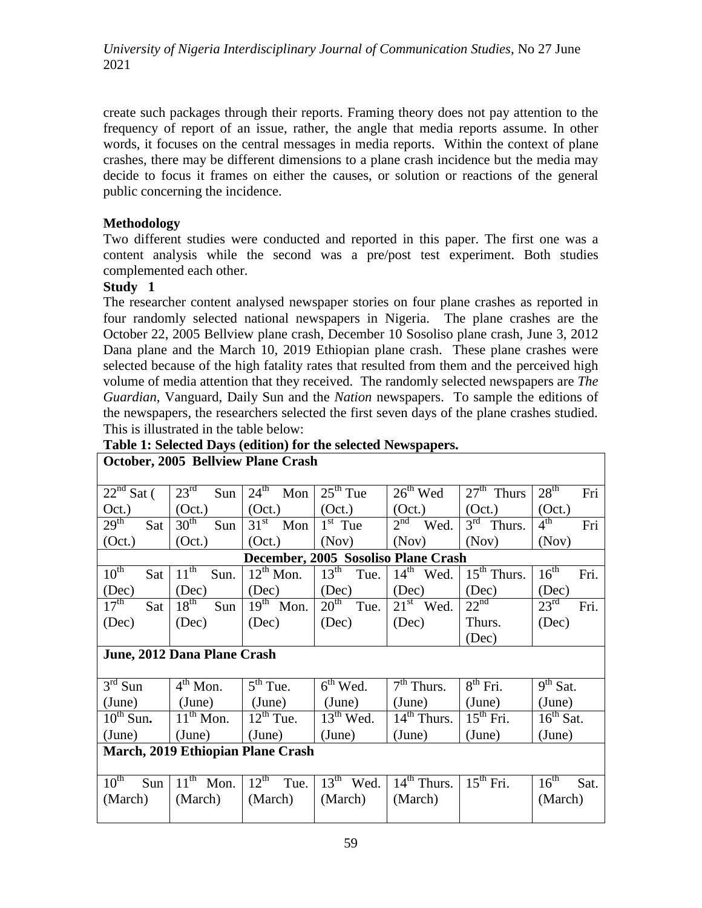create such packages through their reports. Framing theory does not pay attention to the frequency of report of an issue, rather, the angle that media reports assume. In other words, it focuses on the central messages in media reports. Within the context of plane crashes, there may be different dimensions to a plane crash incidence but the media may decide to focus it frames on either the causes, or solution or reactions of the general public concerning the incidence.

**Methodology**

Two different studies were conducted and reported in this paper. The first one was a content analysis while the second was a pre/post test experiment. Both studies complemented each other.

**Study 1**

The researcher content analysed newspaper stories on four plane crashes as reported in four randomly selected national newspapers in Nigeria. The plane crashes are the October 22, 2005 Bellview plane crash, December 10 Sosoliso plane crash, June 3, 2012 Dana plane and the March 10, 2019 Ethiopian plane crash. These plane crashes were selected because of the high fatality rates that resulted from them and the perceived high volume of media attention that they received. The randomly selected newspapers are *The Guardian*, Vanguard, Daily Sun and the *Nation* newspapers. To sample the editions of the newspapers, the researchers selected the first seven days of the plane crashes studied. This is illustrated in the table below:

**Table 1: Selected Days (edition) for the selected Newspapers.**

| **October, 2005 Bellview Plane Crash** | | | | | | |
|---|---|---|---|---|---|---|
| 22nd Sat ( Oct.) | 23rd Sun (Oct.) | 24th Mon (Oct.) | 25th Tue (Oct.) | 26th Wed (Oct.) | 27th Thurs (Oct.) | 28th Fri (Oct.) |
| 29th Sat (Oct.) | 30th Sun (Oct.) | 31st Mon (Oct.) | 1st Tue (Nov) | 2nd Wed. (Nov) | 3rd Thurs. (Nov) | 4th Fri (Nov) |
| **December, 2005 Sosoliso Plane Crash** | | | | | | |
| 10th Sat (Dec) | 11th Sun. (Dec) | 12th Mon. (Dec) | 13th Tue. (Dec) | 14th Wed. (Dec) | 15th Thurs. (Dec) | 16th Fri. (Dec) |
| 17th Sat (Dec) | 18th Sun (Dec) | 19th Mon. (Dec) | 20th Tue. (Dec) | 21st Wed. (Dec) | 22nd Thurs. (Dec) | 23rd Fri. (Dec) |
| **June, 2012 Dana Plane Crash** | | | | | | |
| 3rd Sun (June) | 4th Mon. (June) | 5th Tue. (June) | 6th Wed. (June) | 7th Thurs. (June) | 8th Fri. (June) | 9th Sat. (June) |
| 10th Sun. (June) | 11th Mon. (June) | 12th Tue. (June) | 13th Wed. (June) | 14th Thurs. (June) | 15th Fri. (June) | 16th Sat. (June) |
| **March, 2019 Ethiopian Plane Crash** | | | | | | |
| 10th Sun (March) | 11th Mon. (March) | 12th Tue. (March) | 13th Wed. (March) | 14th Thurs. (March) | 15th Fri. | 16th Sat. (March) |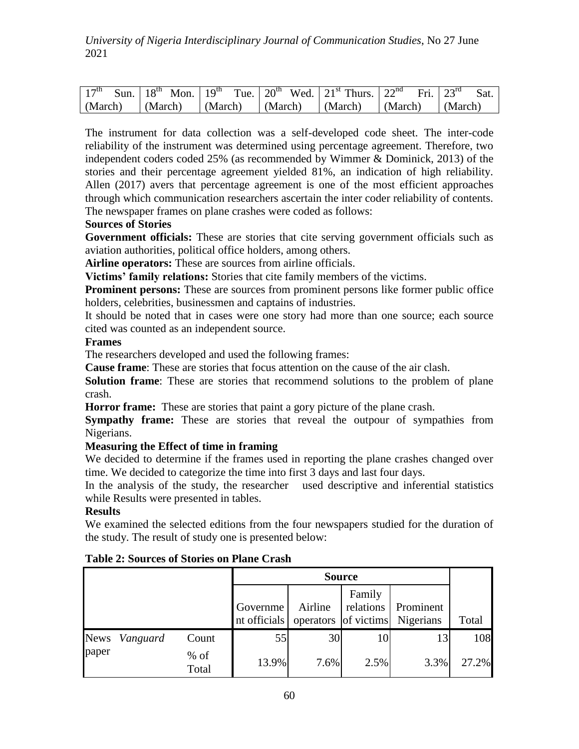| 17th Sun. (March) | 18th Mon. (March) | 19th Tue. (March) | 20th Wed. (March) | 21st Thurs. (March) | 22nd Fri. (March) | 23rd Sat. (March) |
|---|---|---|---|---|---|---|

The instrument for data collection was a self-developed code sheet. The inter-code reliability of the instrument was determined using percentage agreement. Therefore, two independent coders coded 25% (as recommended by Wimmer & Dominick, 2013) of the stories and their percentage agreement yielded 81%, an indication of high reliability. Allen (2017) avers that percentage agreement is one of the most efficient approaches through which communication researchers ascertain the inter coder reliability of contents. The newspaper frames on plane crashes were coded as follows:

**Sources of Stories**

**Government officials:** These are stories that cite serving government officials such as aviation authorities, political office holders, among others.

**Airline operators:** These are sources from airline officials.

**Victims' family relations:** Stories that cite family members of the victims.

**Prominent persons:** These are sources from prominent persons like former public office holders, celebrities, businessmen and captains of industries.

It should be noted that in cases were one story had more than one source; each source cited was counted as an independent source.

**Frames**

The researchers developed and used the following frames:

**Cause frame**: These are stories that focus attention on the cause of the air clash.

**Solution frame**: These are stories that recommend solutions to the problem of plane crash.

**Horror frame:** These are stories that paint a gory picture of the plane crash.

**Sympathy frame:** These are stories that reveal the outpour of sympathies from Nigerians.

**Measuring the Effect of time in framing**

We decided to determine if the frames used in reporting the plane crashes changed over time. We decided to categorize the time into first 3 days and last four days.

In the analysis of the study, the researcher used descriptive and inferential statistics while Results were presented in tables.

**Results**

We examined the selected editions from the four newspapers studied for the duration of the study. The result of study one is presented below:

**Table 2: Sources of Stories on Plane Crash**

| | | | Source | | | | |
|---|---|---|---|---|---|---|---|
| | | | Government officials | Airline operators | Family relations of victims | Prominent Nigerians | Total |
| News paper | *Vanguard* | Count | 55 | 30 | 10 | 13 | 108 |
| | | % of Total | 13.9% | 7.6% | 2.5% | 3.3% | 27.2% |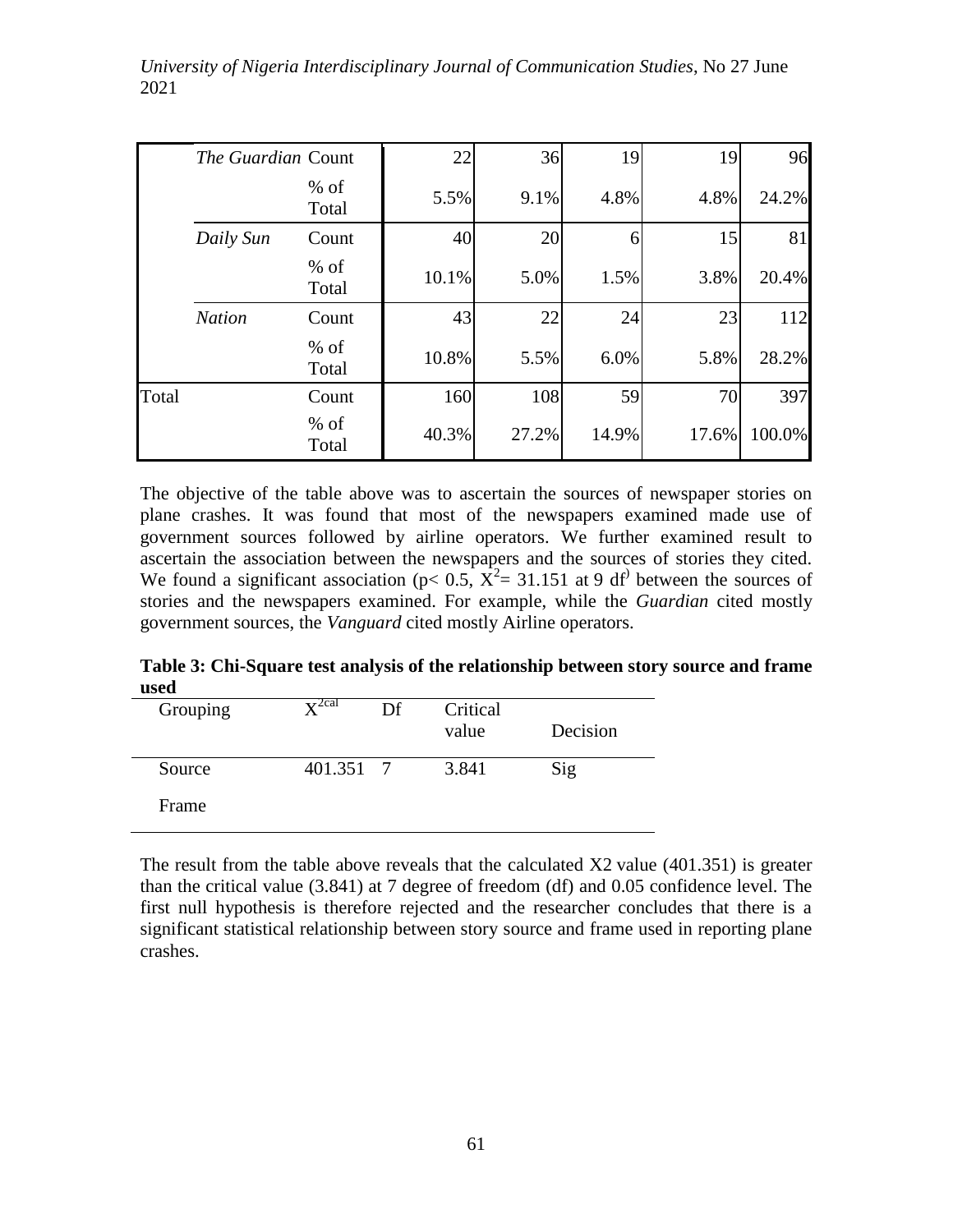| | | | | | | | |
|---|---|---|---|---|---|---|---|
| | *The Guardian* | Count | 22 | 36 | 19 | 19 | 96 |
| | | % of Total | 5.5% | 9.1% | 4.8% | 4.8% | 24.2% |
| | *Daily Sun* | Count | 40 | 20 | 6 | 15 | 81 |
| | | % of Total | 10.1% | 5.0% | 1.5% | 3.8% | 20.4% |
| | *Nation* | Count | 43 | 22 | 24 | 23 | 112 |
| | | % of Total | 10.8% | 5.5% | 6.0% | 5.8% | 28.2% |
| Total | | Count | 160 | 108 | 59 | 70 | 397 |
| | | % of Total | 40.3% | 27.2% | 14.9% | 17.6% | 100.0% |

The objective of the table above was to ascertain the sources of newspaper stories on plane crashes. It was found that most of the newspapers examined made use of government sources followed by airline operators. We further examined result to ascertain the association between the newspapers and the sources of stories they cited. We found a significant association ($p < 0.5$, $X^2 = 31.151$ at 9 df) between the sources of stories and the newspapers examined. For example, while the *Guardian* cited mostly government sources, the *Vanguard* cited mostly Airline operators.

**Table 3: Chi-Square test analysis of the relationship between story source and frame used**

| Grouping | $X^{2cal}$ | Df | Critical value | Decision |
|---|---|---|---|---|
| Source | 401.351 | 7 | 3.841 | Sig |
| Frame | | | | |

The result from the table above reveals that the calculated X2 value (401.351) is greater than the critical value (3.841) at 7 degree of freedom (df) and 0.05 confidence level. The first null hypothesis is therefore rejected and the researcher concludes that there is a significant statistical relationship between story source and frame used in reporting plane crashes.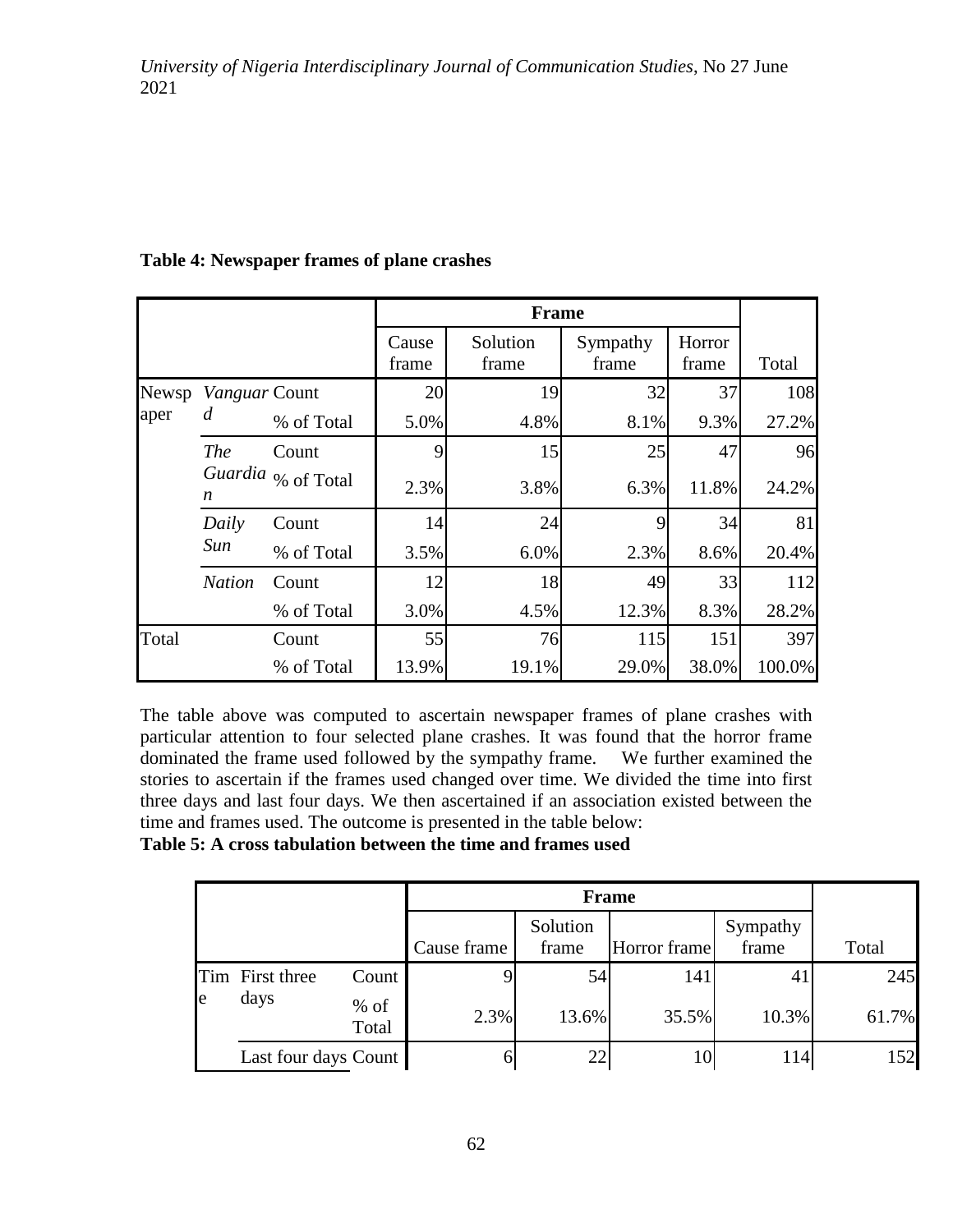**Table 4: Newspaper frames of plane crashes**

| | | | Frame | | | | |
|---|---|---|---|---|---|---|---|
| | | | Cause frame | Solution frame | Sympathy frame | Horror frame | Total |
| Newspaper | *Vanguard* | Count | 20 | 19 | 32 | 37 | 108 |
| | | % of Total | 5.0% | 4.8% | 8.1% | 9.3% | 27.2% |
| | *The Guardian* | Count | 9 | 15 | 25 | 47 | 96 |
| | | % of Total | 2.3% | 3.8% | 6.3% | 11.8% | 24.2% |
| | *Daily Sun* | Count | 14 | 24 | 9 | 34 | 81 |
| | | % of Total | 3.5% | 6.0% | 2.3% | 8.6% | 20.4% |
| | *Nation* | Count | 12 | 18 | 49 | 33 | 112 |
| | | % of Total | 3.0% | 4.5% | 12.3% | 8.3% | 28.2% |
| Total | | Count | 55 | 76 | 115 | 151 | 397 |
| | | % of Total | 13.9% | 19.1% | 29.0% | 38.0% | 100.0% |

The table above was computed to ascertain newspaper frames of plane crashes with particular attention to four selected plane crashes. It was found that the horror frame dominated the frame used followed by the sympathy frame. We further examined the stories to ascertain if the frames used changed over time. We divided the time into first three days and last four days. We then ascertained if an association existed between the time and frames used. The outcome is presented in the table below:

**Table 5: A cross tabulation between the time and frames used**

| | | | Frame | | | | |
|---|---|---|---|---|---|---|---|
| | | | Cause frame | Solution frame | Horror frame | Sympathy frame | Total |
| Time | First three days | Count | 9 | 54 | 141 | 41 | 245 |
| | | % of Total | 2.3% | 13.6% | 35.5% | 10.3% | 61.7% |
| | Last four days | Count | 6 | 22 | 10 | 114 | 152 |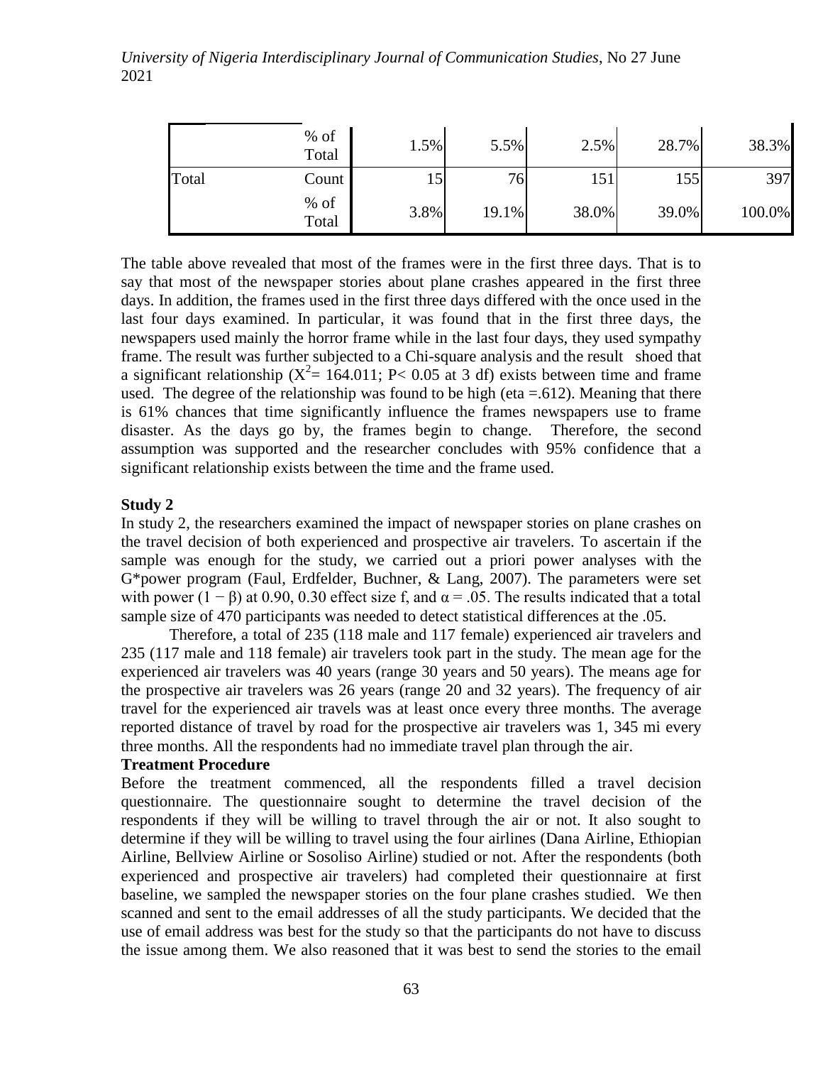| | | | | | | |
|---|---|---|---|---|---|---|
| | % of Total | 1.5% | 5.5% | 2.5% | 28.7% | 38.3% |
| Total | Count | 15 | 76 | 151 | 155 | 397 |
| | % of Total | 3.8% | 19.1% | 38.0% | 39.0% | 100.0% |

The table above revealed that most of the frames were in the first three days. That is to say that most of the newspaper stories about plane crashes appeared in the first three days. In addition, the frames used in the first three days differed with the once used in the last four days examined. In particular, it was found that in the first three days, the newspapers used mainly the horror frame while in the last four days, they used sympathy frame. The result was further subjected to a Chi-square analysis and the result shoed that a significant relationship ($X^2$= 164.011; P< 0.05 at 3 df) exists between time and frame used. The degree of the relationship was found to be high (eta =.612). Meaning that there is 61% chances that time significantly influence the frames newspapers use to frame disaster. As the days go by, the frames begin to change. Therefore, the second assumption was supported and the researcher concludes with 95% confidence that a significant relationship exists between the time and the frame used.

**Study 2**

In study 2, the researchers examined the impact of newspaper stories on plane crashes on the travel decision of both experienced and prospective air travelers. To ascertain if the sample was enough for the study, we carried out a priori power analyses with the G*power program (Faul, Erdfelder, Buchner, & Lang, 2007). The parameters were set with power ($1 - \beta$) at 0.90, 0.30 effect size f, and $\alpha = .05$. The results indicated that a total sample size of 470 participants was needed to detect statistical differences at the .05.

Therefore, a total of 235 (118 male and 117 female) experienced air travelers and 235 (117 male and 118 female) air travelers took part in the study. The mean age for the experienced air travelers was 40 years (range 30 years and 50 years). The means age for the prospective air travelers was 26 years (range 20 and 32 years). The frequency of air travel for the experienced air travels was at least once every three months. The average reported distance of travel by road for the prospective air travelers was 1, 345 mi every three months. All the respondents had no immediate travel plan through the air.

**Treatment Procedure**

Before the treatment commenced, all the respondents filled a travel decision questionnaire. The questionnaire sought to determine the travel decision of the respondents if they will be willing to travel through the air or not. It also sought to determine if they will be willing to travel using the four airlines (Dana Airline, Ethiopian Airline, Bellview Airline or Sosoliso Airline) studied or not. After the respondents (both experienced and prospective air travelers) had completed their questionnaire at first baseline, we sampled the newspaper stories on the four plane crashes studied. We then scanned and sent to the email addresses of all the study participants. We decided that the use of email address was best for the study so that the participants do not have to discuss the issue among them. We also reasoned that it was best to send the stories to the email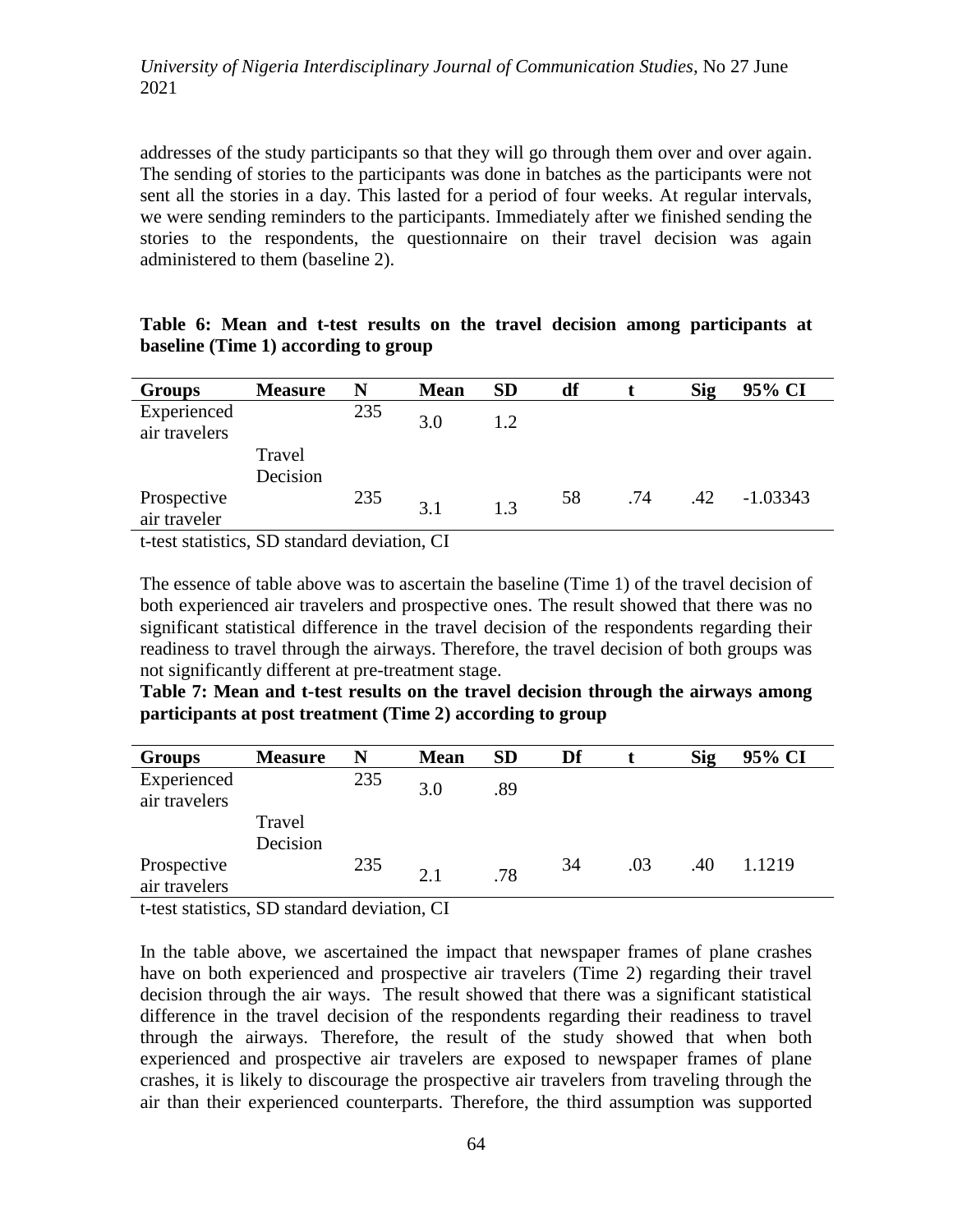addresses of the study participants so that they will go through them over and over again. The sending of stories to the participants was done in batches as the participants were not sent all the stories in a day. This lasted for a period of four weeks. At regular intervals, we were sending reminders to the participants. Immediately after we finished sending the stories to the respondents, the questionnaire on their travel decision was again administered to them (baseline 2).

**Table 6: Mean and t-test results on the travel decision among participants at baseline (Time 1) according to group**

| Groups | Measure | N | Mean | SD | df | t | Sig | 95% CI |
|---|---|---|---|---|---|---|---|---|
| Experienced air travelers | Travel Decision | 235 | 3.0 | 1.2 | | | | |
| Prospective air traveler | | 235 | 3.1 | 1.3 | 58 | .74 | .42 | -1.03343 |

t-test statistics, SD standard deviation, CI

The essence of table above was to ascertain the baseline (Time 1) of the travel decision of both experienced air travelers and prospective ones. The result showed that there was no significant statistical difference in the travel decision of the respondents regarding their readiness to travel through the airways. Therefore, the travel decision of both groups was not significantly different at pre-treatment stage.

**Table 7: Mean and t-test results on the travel decision through the airways among participants at post treatment (Time 2) according to group**

| Groups | Measure | N | Mean | SD | Df | t | Sig | 95% CI |
|---|---|---|---|---|---|---|---|---|
| Experienced air travelers | Travel Decision | 235 | 3.0 | .89 | | | | |
| Prospective air travelers | | 235 | 2.1 | .78 | 34 | .03 | .40 | 1.1219 |

t-test statistics, SD standard deviation, CI

In the table above, we ascertained the impact that newspaper frames of plane crashes have on both experienced and prospective air travelers (Time 2) regarding their travel decision through the air ways. The result showed that there was a significant statistical difference in the travel decision of the respondents regarding their readiness to travel through the airways. Therefore, the result of the study showed that when both experienced and prospective air travelers are exposed to newspaper frames of plane crashes, it is likely to discourage the prospective air travelers from traveling through the air than their experienced counterparts. Therefore, the third assumption was supported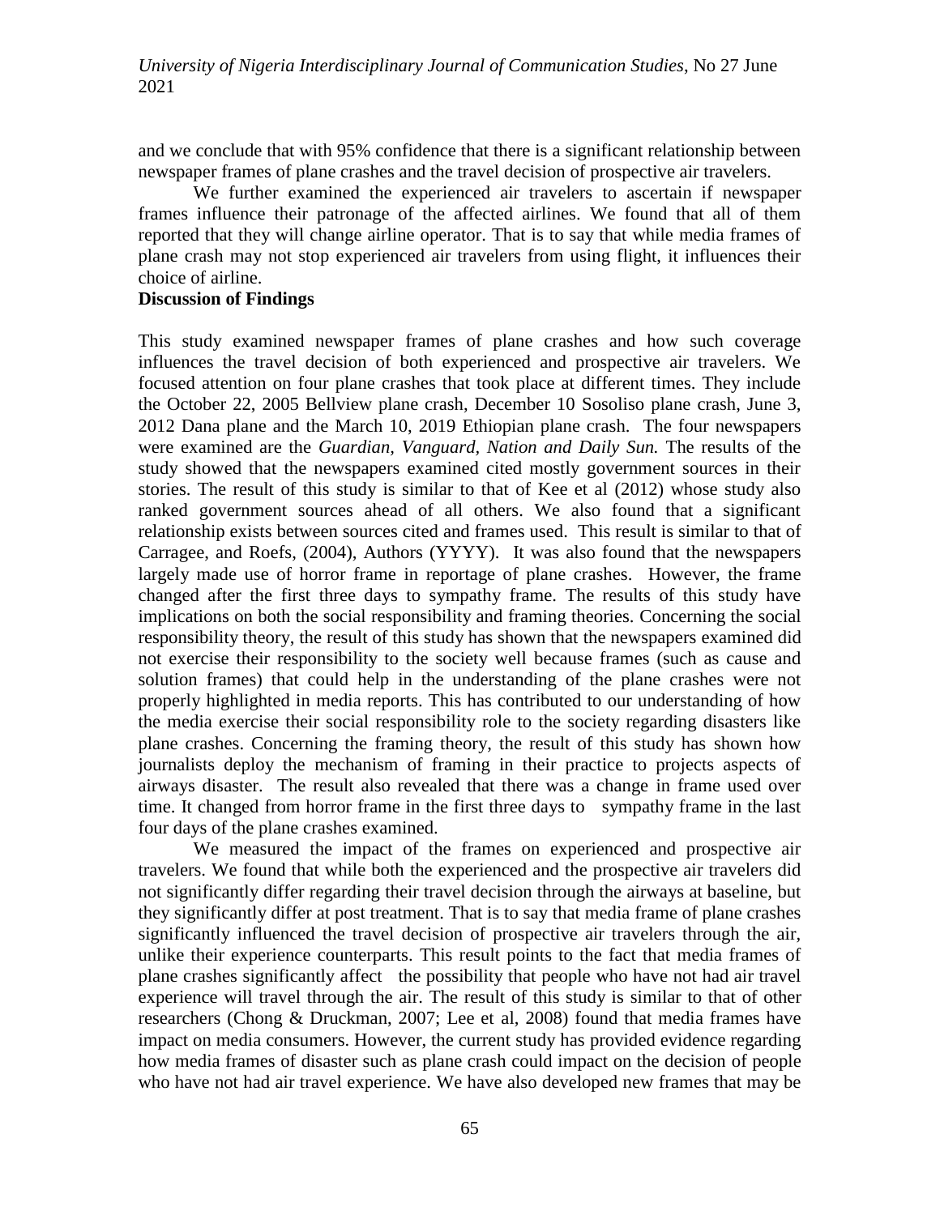and we conclude that with 95% confidence that there is a significant relationship between newspaper frames of plane crashes and the travel decision of prospective air travelers.

We further examined the experienced air travelers to ascertain if newspaper frames influence their patronage of the affected airlines. We found that all of them reported that they will change airline operator. That is to say that while media frames of plane crash may not stop experienced air travelers from using flight, it influences their choice of airline.

**Discussion of Findings**

This study examined newspaper frames of plane crashes and how such coverage influences the travel decision of both experienced and prospective air travelers. We focused attention on four plane crashes that took place at different times. They include the October 22, 2005 Bellview plane crash, December 10 Sosoliso plane crash, June 3, 2012 Dana plane and the March 10, 2019 Ethiopian plane crash. The four newspapers were examined are the *Guardian, Vanguard, Nation and Daily Sun.* The results of the study showed that the newspapers examined cited mostly government sources in their stories. The result of this study is similar to that of Kee et al (2012) whose study also ranked government sources ahead of all others. We also found that a significant relationship exists between sources cited and frames used. This result is similar to that of Carragee, and Roefs, (2004), Authors (YYYY). It was also found that the newspapers largely made use of horror frame in reportage of plane crashes. However, the frame changed after the first three days to sympathy frame. The results of this study have implications on both the social responsibility and framing theories. Concerning the social responsibility theory, the result of this study has shown that the newspapers examined did not exercise their responsibility to the society well because frames (such as cause and solution frames) that could help in the understanding of the plane crashes were not properly highlighted in media reports. This has contributed to our understanding of how the media exercise their social responsibility role to the society regarding disasters like plane crashes. Concerning the framing theory, the result of this study has shown how journalists deploy the mechanism of framing in their practice to projects aspects of airways disaster. The result also revealed that there was a change in frame used over time. It changed from horror frame in the first three days to sympathy frame in the last four days of the plane crashes examined.

We measured the impact of the frames on experienced and prospective air travelers. We found that while both the experienced and the prospective air travelers did not significantly differ regarding their travel decision through the airways at baseline, but they significantly differ at post treatment. That is to say that media frame of plane crashes significantly influenced the travel decision of prospective air travelers through the air, unlike their experience counterparts. This result points to the fact that media frames of plane crashes significantly affect the possibility that people who have not had air travel experience will travel through the air. The result of this study is similar to that of other researchers (Chong & Druckman, 2007; Lee et al, 2008) found that media frames have impact on media consumers. However, the current study has provided evidence regarding how media frames of disaster such as plane crash could impact on the decision of people who have not had air travel experience. We have also developed new frames that may be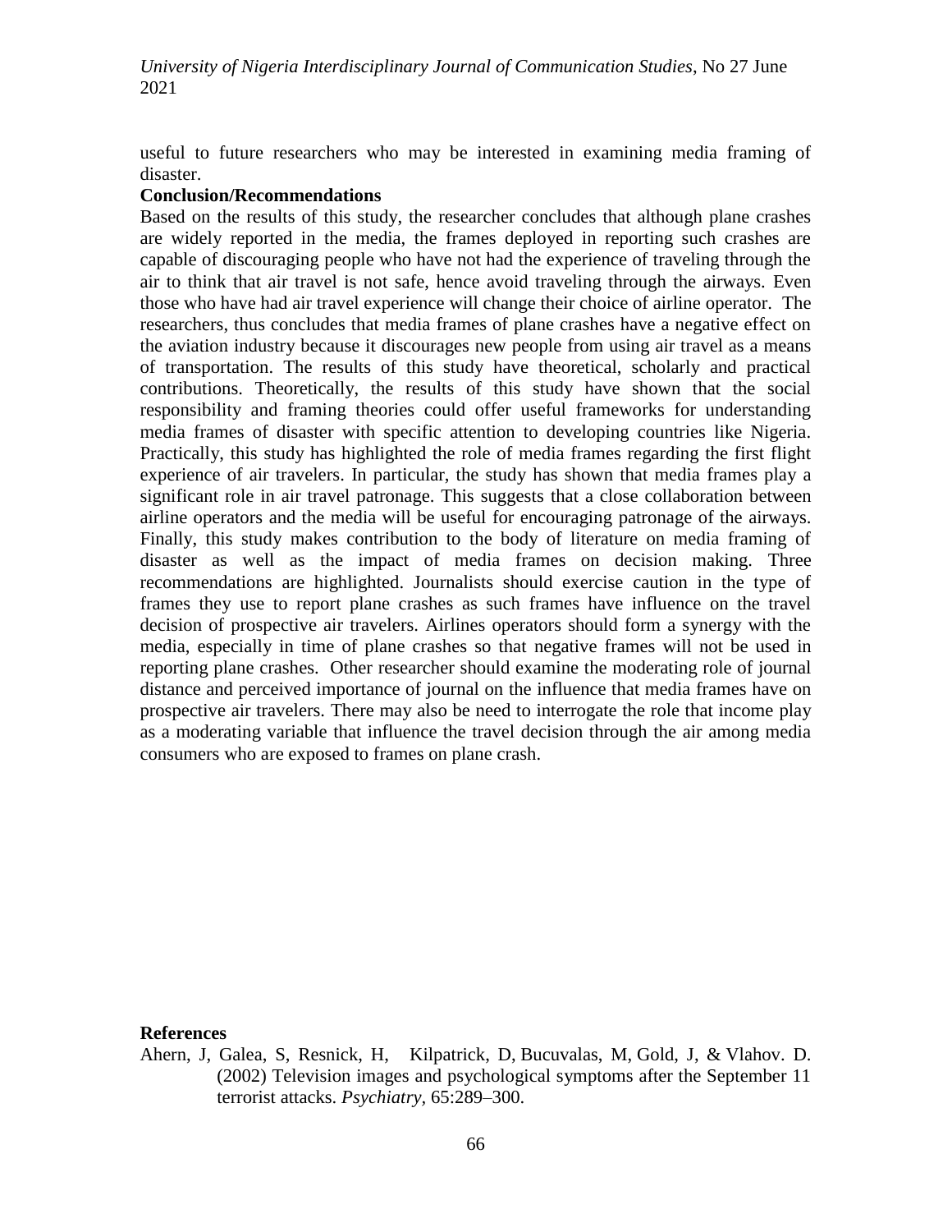useful to future researchers who may be interested in examining media framing of disaster.

**Conclusion/Recommendations**

Based on the results of this study, the researcher concludes that although plane crashes are widely reported in the media, the frames deployed in reporting such crashes are capable of discouraging people who have not had the experience of traveling through the air to think that air travel is not safe, hence avoid traveling through the airways. Even those who have had air travel experience will change their choice of airline operator. The researchers, thus concludes that media frames of plane crashes have a negative effect on the aviation industry because it discourages new people from using air travel as a means of transportation. The results of this study have theoretical, scholarly and practical contributions. Theoretically, the results of this study have shown that the social responsibility and framing theories could offer useful frameworks for understanding media frames of disaster with specific attention to developing countries like Nigeria. Practically, this study has highlighted the role of media frames regarding the first flight experience of air travelers. In particular, the study has shown that media frames play a significant role in air travel patronage. This suggests that a close collaboration between airline operators and the media will be useful for encouraging patronage of the airways. Finally, this study makes contribution to the body of literature on media framing of disaster as well as the impact of media frames on decision making. Three recommendations are highlighted. Journalists should exercise caution in the type of frames they use to report plane crashes as such frames have influence on the travel decision of prospective air travelers. Airlines operators should form a synergy with the media, especially in time of plane crashes so that negative frames will not be used in reporting plane crashes. Other researcher should examine the moderating role of journal distance and perceived importance of journal on the influence that media frames have on prospective air travelers. There may also be need to interrogate the role that income play as a moderating variable that influence the travel decision through the air among media consumers who are exposed to frames on plane crash.

**References**

Ahern, J, Galea, S, Resnick, H, Kilpatrick, D, Bucuvalas, M, Gold, J, & Vlahov. D. (2002) Television images and psychological symptoms after the September 11 terrorist attacks. *Psychiatry*, 65:289–300.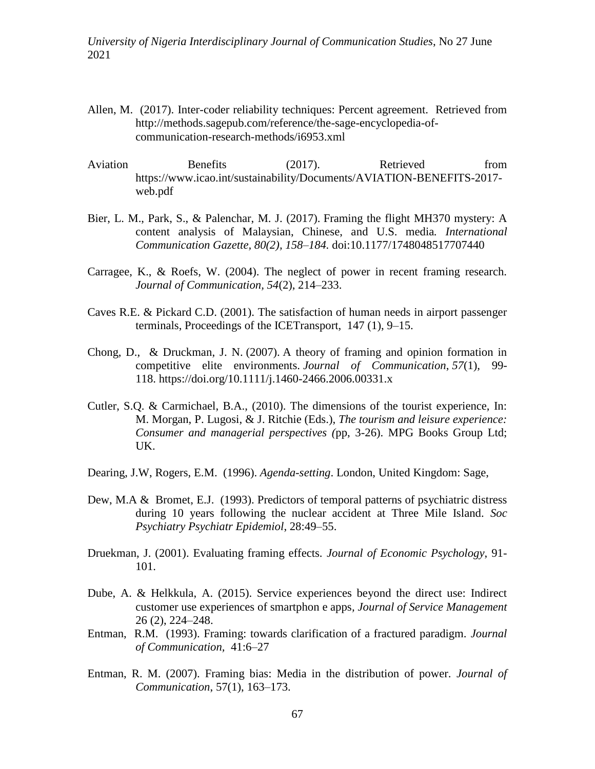Allen, M. (2017). Inter-coder reliability techniques: Percent agreement. Retrieved from http://methods.sagepub.com/reference/the-sage-encyclopedia-of-communication-research-methods/i6953.xml

Aviation Benefits (2017). Retrieved from https://www.icao.int/sustainability/Documents/AVIATION-BENEFITS-2017-web.pdf

Bier, L. M., Park, S., & Palenchar, M. J. (2017). Framing the flight MH370 mystery: A content analysis of Malaysian, Chinese, and U.S. media. *International Communication Gazette, 80(2), 158–184.* doi:10.1177/1748048517707440

Carragee, K., & Roefs, W. (2004). The neglect of power in recent framing research. *Journal of Communication*, *54*(2), 214–233.

Caves R.E. & Pickard C.D. (2001). The satisfaction of human needs in airport passenger terminals, Proceedings of the ICETransport, 147 (1), 9–15.

Chong, D., & Druckman, J. N. (2007). A theory of framing and opinion formation in competitive elite environments. *Journal of Communication*, *57*(1), 99-118. https://doi.org/10.1111/j.1460-2466.2006.00331.x

Cutler, S.Q. & Carmichael, B.A., (2010). The dimensions of the tourist experience, In: M. Morgan, P. Lugosi, & J. Ritchie (Eds.), *The tourism and leisure experience: Consumer and managerial perspectives (*pp, 3-26). MPG Books Group Ltd; UK.

Dearing, J.W, Rogers, E.M. (1996). *Agenda-setting*. London, United Kingdom: Sage,

Dew, M.A & Bromet, E.J. (1993). Predictors of temporal patterns of psychiatric distress during 10 years following the nuclear accident at Three Mile Island. *Soc Psychiatry Psychiatr Epidemiol*, 28:49–55.

Druekman, J. (2001). Evaluating framing effects. *Journal of Economic Psychology*, 91-101.

Dube, A. & Helkkula, A. (2015). Service experiences beyond the direct use: Indirect customer use experiences of smartphon e apps, *Journal of Service Management* 26 (2), 224–248.

Entman, R.M. (1993). Framing: towards clarification of a fractured paradigm. *Journal of Communication*, 41:6–27

Entman, R. M. (2007). Framing bias: Media in the distribution of power. *Journal of Communication*, 57(1), 163–173.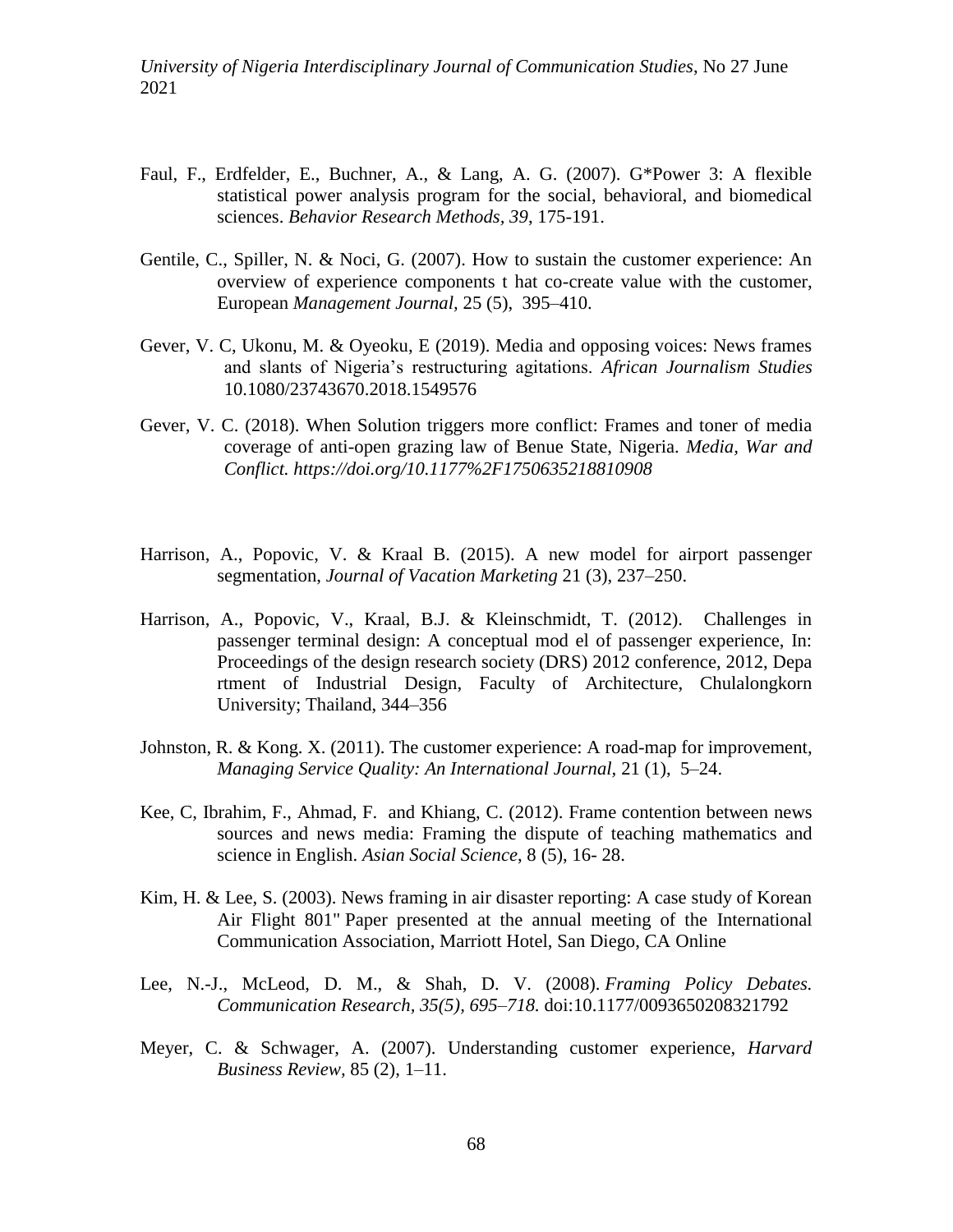Faul, F., Erdfelder, E., Buchner, A., & Lang, A. G. (2007). G*Power 3: A flexible statistical power analysis program for the social, behavioral, and biomedical sciences. *Behavior Research Methods, 39*, 175-191.

Gentile, C., Spiller, N. & Noci, G. (2007). How to sustain the customer experience: An overview of experience components t hat co-create value with the customer, European *Management Journal,* 25 (5), 395–410.

Gever, V. C, Ukonu, M. & Oyeoku, E (2019). Media and opposing voices: News frames and slants of Nigeria's restructuring agitations. *African Journalism Studies* 10.1080/23743670.2018.1549576

Gever, V. C. (2018). When Solution triggers more conflict: Frames and toner of media coverage of anti-open grazing law of Benue State, Nigeria. *Media, War and Conflict. https://doi.org/10.1177%2F1750635218810908*

Harrison, A., Popovic, V. & Kraal B. (2015). A new model for airport passenger segmentation, *Journal of Vacation Marketing* 21 (3), 237–250.

Harrison, A., Popovic, V., Kraal, B.J. & Kleinschmidt, T. (2012). Challenges in passenger terminal design: A conceptual mod el of passenger experience, In: Proceedings of the design research society (DRS) 2012 conference, 2012, Depa rtment of Industrial Design, Faculty of Architecture, Chulalongkorn University; Thailand, 344–356

Johnston, R. & Kong. X. (2011). The customer experience: A road-map for improvement, *Managing Service Quality: An International Journal,* 21 (1), 5–24.

Kee, C, Ibrahim, F., Ahmad, F. and Khiang, C. (2012). Frame contention between news sources and news media: Framing the dispute of teaching mathematics and science in English. *Asian Social Science*, 8 (5), 16- 28.

Kim, H. & Lee, S. (2003). News framing in air disaster reporting: A case study of Korean Air Flight 801" Paper presented at the annual meeting of the International Communication Association, Marriott Hotel, San Diego, CA Online

Lee, N.-J., McLeod, D. M., & Shah, D. V. (2008). *Framing Policy Debates. Communication Research, 35(5), 695–718.* doi:10.1177/0093650208321792

Meyer, C. & Schwager, A. (2007). Understanding customer experience, *Harvard Business Review,* 85 (2), 1–11.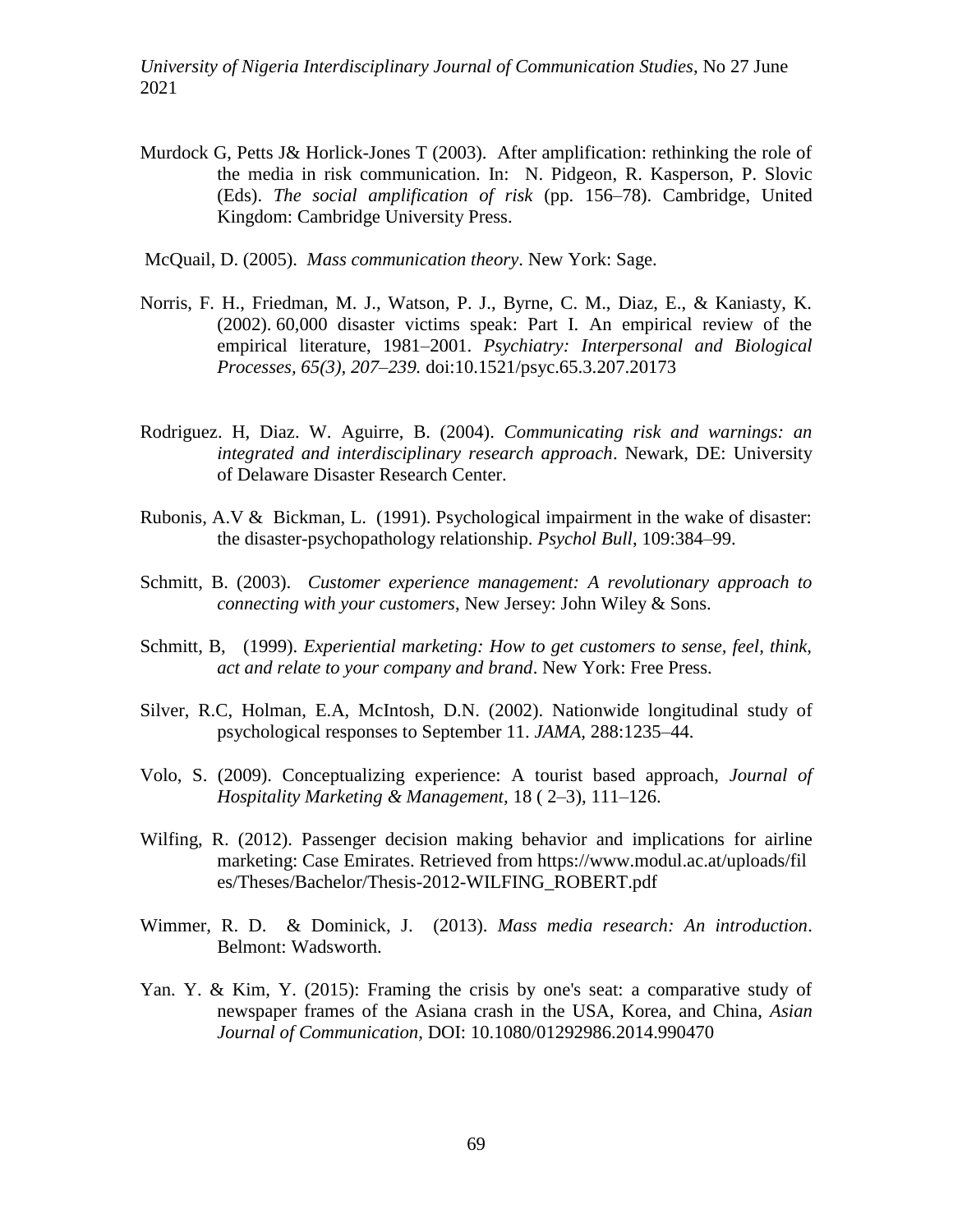Murdock G, Petts J& Horlick-Jones T (2003). After amplification: rethinking the role of the media in risk communication. In: N. Pidgeon, R. Kasperson, P. Slovic (Eds). *The social amplification of risk* (pp. 156–78). Cambridge, United Kingdom: Cambridge University Press.

McQuail, D. (2005). *Mass communication theory*. New York: Sage.

Norris, F. H., Friedman, M. J., Watson, P. J., Byrne, C. M., Diaz, E., & Kaniasty, K. (2002). 60,000 disaster victims speak: Part I. An empirical review of the empirical literature, 1981–2001. *Psychiatry: Interpersonal and Biological Processes, 65(3), 207–239.* doi:10.1521/psyc.65.3.207.20173

Rodriguez. H, Diaz. W. Aguirre, B. (2004). *Communicating risk and warnings: an integrated and interdisciplinary research approach*. Newark, DE: University of Delaware Disaster Research Center.

Rubonis, A.V & Bickman, L. (1991). Psychological impairment in the wake of disaster: the disaster-psychopathology relationship. *Psychol Bull*, 109:384–99.

Schmitt, B. (2003). *Customer experience management: A revolutionary approach to connecting with your customers*, New Jersey: John Wiley & Sons.

Schmitt, B, (1999). *Experiential marketing: How to get customers to sense, feel, think, act and relate to your company and brand*. New York: Free Press.

Silver, R.C, Holman, E.A, McIntosh, D.N. (2002). Nationwide longitudinal study of psychological responses to September 11. *JAMA*, 288:1235–44.

Volo, S. (2009). Conceptualizing experience: A tourist based approach, *Journal of Hospitality Marketing & Management*, 18 ( 2–3), 111–126.

Wilfing, R. (2012). Passenger decision making behavior and implications for airline marketing: Case Emirates. Retrieved from https://www.modul.ac.at/uploads/files/Theses/Bachelor/Thesis-2012-WILFING_ROBERT.pdf

Wimmer, R. D. & Dominick, J. (2013). *Mass media research: An introduction*. Belmont: Wadsworth.

Yan. Y. & Kim, Y. (2015): Framing the crisis by one's seat: a comparative study of newspaper frames of the Asiana crash in the USA, Korea, and China, *Asian Journal of Communication*, DOI: 10.1080/01292986.2014.990470